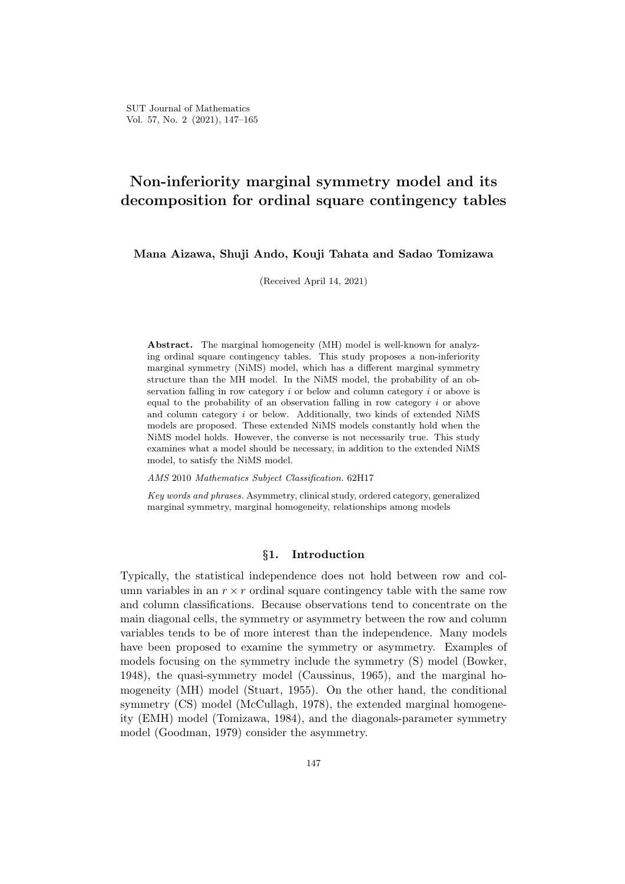# Non-inferiority marginal symmetry model and its decomposition for ordinal square contingency tables

**Mana Aizawa, Shuji Ando, Kouji Tahata and Sadao Tomizawa**

(Received April 14, 2021)

**Abstract.** The marginal homogeneity (MH) model is well-known for analyzing ordinal square contingency tables. This study proposes a non-inferiority marginal symmetry (NiMS) model, which has a different marginal symmetry structure than the MH model. In the NiMS model, the probability of an observation falling in row category $i$ or below and column category $i$ or above is equal to the probability of an observation falling in row category $i$ or above and column category $i$ or below. Additionally, two kinds of extended NiMS models are proposed. These extended NiMS models constantly hold when the NiMS model holds. However, the converse is not necessarily true. This study examines what a model should be necessary, in addition to the extended NiMS model, to satisfy the NiMS model.

*AMS* 2010 *Mathematics Subject Classification.* 62H17

*Key words and phrases.* Asymmetry, clinical study, ordered category, generalized marginal symmetry, marginal homogeneity, relationships among models

## §1. Introduction

Typically, the statistical independence does not hold between row and column variables in an $r \times r$ ordinal square contingency table with the same row and column classifications. Because observations tend to concentrate on the main diagonal cells, the symmetry or asymmetry between the row and column variables tends to be of more interest than the independence. Many models have been proposed to examine the symmetry or asymmetry. Examples of models focusing on the symmetry include the symmetry (S) model (Bowker, 1948), the quasi-symmetry model (Caussinus, 1965), and the marginal homogeneity (MH) model (Stuart, 1955). On the other hand, the conditional symmetry (CS) model (McCullagh, 1978), the extended marginal homogeneity (EMH) model (Tomizawa, 1984), and the diagonals-parameter symmetry model (Goodman, 1979) consider the asymmetry.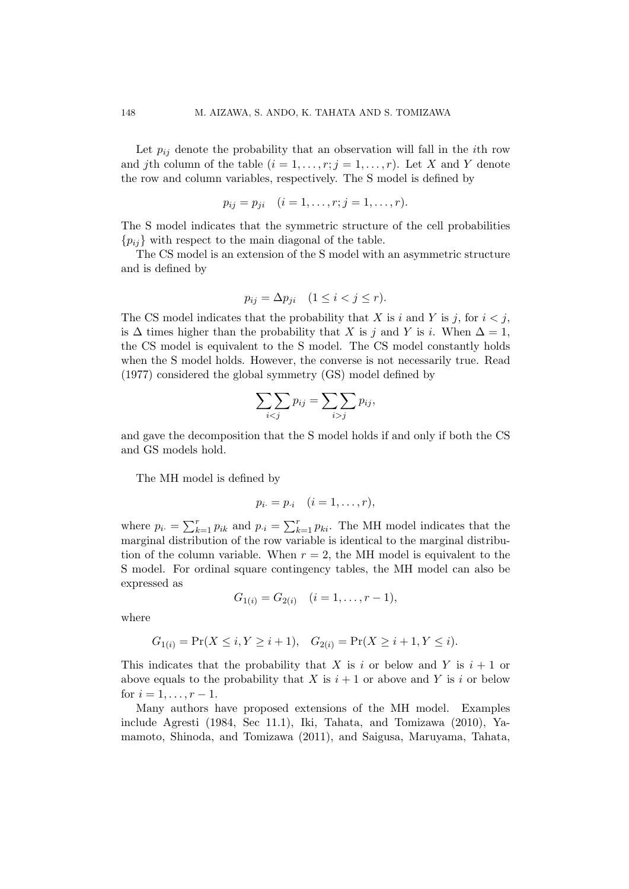Let $p_{ij}$ denote the probability that an observation will fall in the $i$th row and $j$th column of the table $(i = 1, \ldots, r; j = 1, \ldots, r)$. Let $X$ and $Y$ denote the row and column variables, respectively. The S model is defined by

$$p_{ij} = p_{ji} \quad (i = 1, \ldots, r; j = 1, \ldots, r).$$

The S model indicates that the symmetric structure of the cell probabilities $\{p_{ij}\}$ with respect to the main diagonal of the table.

The CS model is an extension of the S model with an asymmetric structure and is defined by

$$p_{ij} = \Delta p_{ji} \quad (1 \leq i < j \leq r).$$

The CS model indicates that the probability that $X$ is $i$ and $Y$ is $j$, for $i < j$, is $\Delta$ times higher than the probability that $X$ is $j$ and $Y$ is $i$. When $\Delta = 1$, the CS model is equivalent to the S model. The CS model constantly holds when the S model holds. However, the converse is not necessarily true. Read (1977) considered the global symmetry (GS) model defined by

$$\sum\sum_{i<j} p_{ij} = \sum\sum_{i>j} p_{ij},$$

and gave the decomposition that the S model holds if and only if both the CS and GS models hold.

The MH model is defined by

$$p_{i\cdot} = p_{\cdot i} \quad (i = 1, \ldots, r),$$

where $p_{i\cdot} = \sum_{k=1}^{r} p_{ik}$ and $p_{\cdot i} = \sum_{k=1}^{r} p_{ki}$. The MH model indicates that the marginal distribution of the row variable is identical to the marginal distribution of the column variable. When $r = 2$, the MH model is equivalent to the S model. For ordinal square contingency tables, the MH model can also be expressed as

$$G_{1(i)} = G_{2(i)} \quad (i = 1, \ldots, r-1),$$

where

$$G_{1(i)} = \Pr(X \leq i, Y \geq i+1), \quad G_{2(i)} = \Pr(X \geq i+1, Y \leq i).$$

This indicates that the probability that $X$ is $i$ or below and $Y$ is $i+1$ or above equals to the probability that $X$ is $i+1$ or above and $Y$ is $i$ or below for $i = 1, \ldots, r-1$.

Many authors have proposed extensions of the MH model. Examples include Agresti (1984, Sec 11.1), Iki, Tahata, and Tomizawa (2010), Yamamoto, Shinoda, and Tomizawa (2011), and Saigusa, Maruyama, Tahata,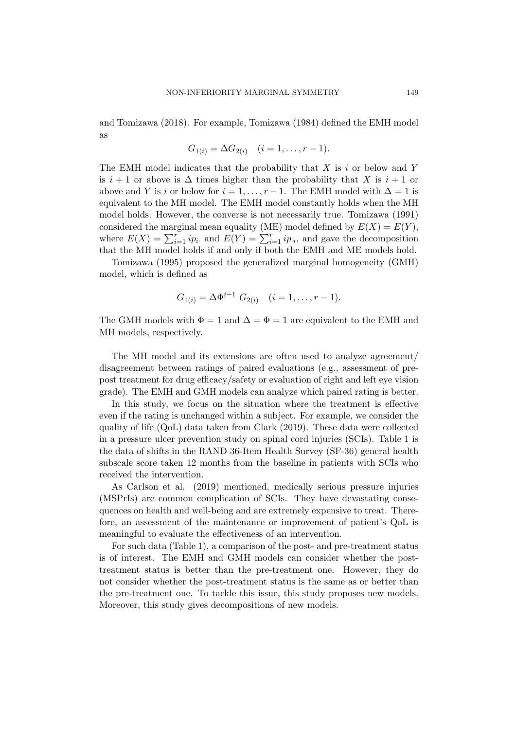and Tomizawa (2018). For example, Tomizawa (1984) defined the EMH model as

$$G_{1(i)} = \Delta G_{2(i)} \quad (i = 1, \ldots, r-1).$$

The EMH model indicates that the probability that $X$ is $i$ or below and $Y$ is $i+1$ or above is $\Delta$ times higher than the probability that $X$ is $i+1$ or above and $Y$ is $i$ or below for $i = 1, \ldots, r-1$. The EMH model with $\Delta = 1$ is equivalent to the MH model. The EMH model constantly holds when the MH model holds. However, the converse is not necessarily true. Tomizawa (1991) considered the marginal mean equality (ME) model defined by $E(X) = E(Y)$, where $E(X) = \sum_{i=1}^{r} i p_{i\cdot}$ and $E(Y) = \sum_{i=1}^{r} i p_{\cdot i}$, and gave the decomposition that the MH model holds if and only if both the EMH and ME models hold.

Tomizawa (1995) proposed the generalized marginal homogeneity (GMH) model, which is defined as

$$G_{1(i)} = \Delta \Phi^{i-1} \, G_{2(i)} \quad (i = 1, \ldots, r-1).$$

The GMH models with $\Phi = 1$ and $\Delta = \Phi = 1$ are equivalent to the EMH and MH models, respectively.

The MH model and its extensions are often used to analyze agreement/ disagreement between ratings of paired evaluations (e.g., assessment of pre-post treatment for drug efficacy/safety or evaluation of right and left eye vision grade). The EMH and GMH models can analyze which paired rating is better.

In this study, we focus on the situation where the treatment is effective even if the rating is unchanged within a subject. For example, we consider the quality of life (QoL) data taken from Clark (2019). These data were collected in a pressure ulcer prevention study on spinal cord injuries (SCIs). Table 1 is the data of shifts in the RAND 36-Item Health Survey (SF-36) general health subscale score taken 12 months from the baseline in patients with SCIs who received the intervention.

As Carlson et al. (2019) mentioned, medically serious pressure injuries (MSPrIs) are common complication of SCIs. They have devastating consequences on health and well-being and are extremely expensive to treat. Therefore, an assessment of the maintenance or improvement of patient's QoL is meaningful to evaluate the effectiveness of an intervention.

For such data (Table 1), a comparison of the post- and pre-treatment status is of interest. The EMH and GMH models can consider whether the post-treatment status is better than the pre-treatment one. However, they do not consider whether the post-treatment status is the same as or better than the pre-treatment one. To tackle this issue, this study proposes new models. Moreover, this study gives decompositions of new models.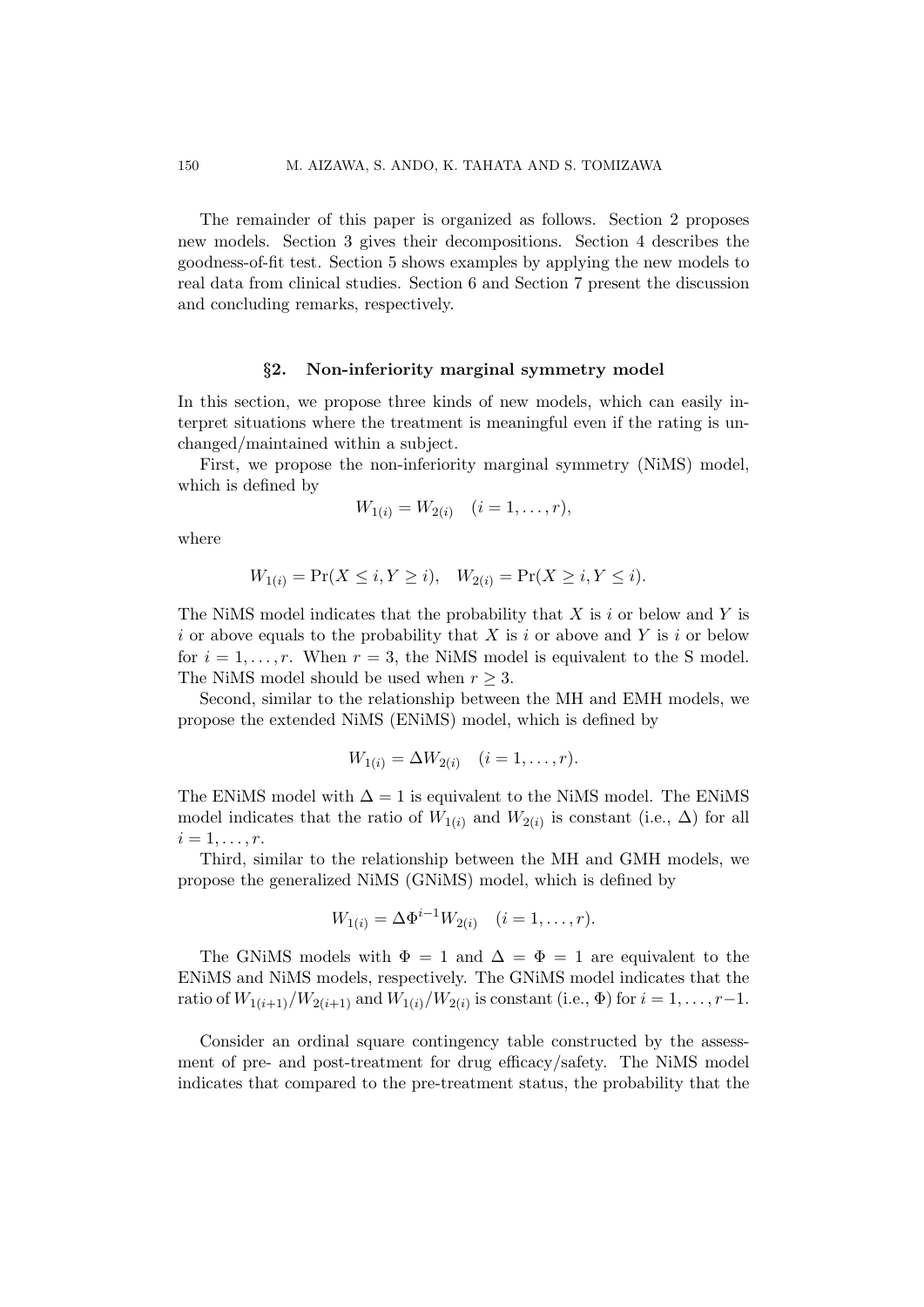The remainder of this paper is organized as follows. Section 2 proposes new models. Section 3 gives their decompositions. Section 4 describes the goodness-of-fit test. Section 5 shows examples by applying the new models to real data from clinical studies. Section 6 and Section 7 present the discussion and concluding remarks, respectively.

## §2. Non-inferiority marginal symmetry model

In this section, we propose three kinds of new models, which can easily interpret situations where the treatment is meaningful even if the rating is unchanged/maintained within a subject.

First, we propose the non-inferiority marginal symmetry (NiMS) model, which is defined by

$$W_{1(i)} = W_{2(i)} \quad (i = 1, \ldots, r),$$

where

$$W_{1(i)} = \Pr(X \leq i, Y \geq i), \quad W_{2(i)} = \Pr(X \geq i, Y \leq i).$$

The NiMS model indicates that the probability that $X$ is $i$ or below and $Y$ is $i$ or above equals to the probability that $X$ is $i$ or above and $Y$ is $i$ or below for $i = 1, \ldots, r$. When $r = 3$, the NiMS model is equivalent to the S model. The NiMS model should be used when $r \geq 3$.

Second, similar to the relationship between the MH and EMH models, we propose the extended NiMS (ENiMS) model, which is defined by

$$W_{1(i)} = \Delta W_{2(i)} \quad (i = 1, \ldots, r).$$

The ENiMS model with $\Delta = 1$ is equivalent to the NiMS model. The ENiMS model indicates that the ratio of $W_{1(i)}$ and $W_{2(i)}$ is constant (i.e., $\Delta$) for all $i = 1, \ldots, r$.

Third, similar to the relationship between the MH and GMH models, we propose the generalized NiMS (GNiMS) model, which is defined by

$$W_{1(i)} = \Delta \Phi^{i-1} W_{2(i)} \quad (i = 1, \ldots, r).$$

The GNiMS models with $\Phi = 1$ and $\Delta = \Phi = 1$ are equivalent to the ENiMS and NiMS models, respectively. The GNiMS model indicates that the ratio of $W_{1(i+1)}/W_{2(i+1)}$ and $W_{1(i)}/W_{2(i)}$ is constant (i.e., $\Phi$) for $i = 1, \ldots, r-1$.

Consider an ordinal square contingency table constructed by the assessment of pre- and post-treatment for drug efficacy/safety. The NiMS model indicates that compared to the pre-treatment status, the probability that the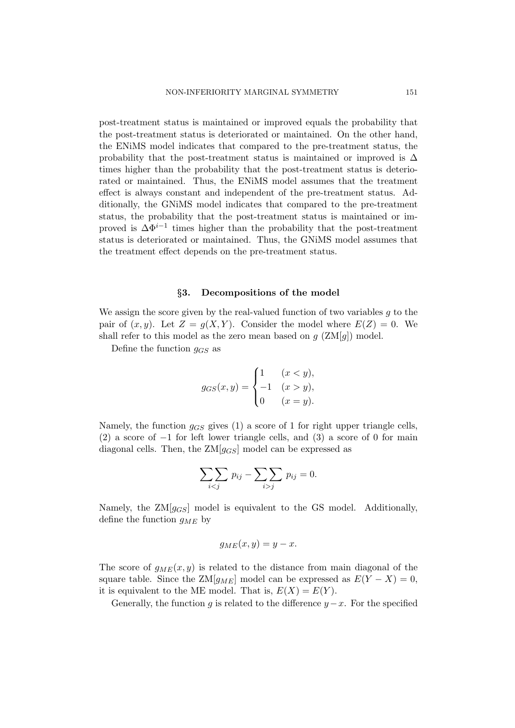post-treatment status is maintained or improved equals the probability that the post-treatment status is deteriorated or maintained. On the other hand, the ENiMS model indicates that compared to the pre-treatment status, the probability that the post-treatment status is maintained or improved is $\Delta$ times higher than the probability that the post-treatment status is deteriorated or maintained. Thus, the ENiMS model assumes that the treatment effect is always constant and independent of the pre-treatment status. Additionally, the GNiMS model indicates that compared to the pre-treatment status, the probability that the post-treatment status is maintained or improved is $\Delta\Phi^{i-1}$ times higher than the probability that the post-treatment status is deteriorated or maintained. Thus, the GNiMS model assumes that the treatment effect depends on the pre-treatment status.

## §3. Decompositions of the model

We assign the score given by the real-valued function of two variables $g$ to the pair of $(x, y)$. Let $Z = g(X, Y)$. Consider the model where $E(Z) = 0$. We shall refer to this model as the zero mean based on $g$ (ZM[$g$]) model.

Define the function $g_{GS}$ as

$$g_{GS}(x, y) = \begin{cases} 1 & (x < y), \\ -1 & (x > y), \\ 0 & (x = y). \end{cases}$$

Namely, the function $g_{GS}$ gives (1) a score of 1 for right upper triangle cells, (2) a score of $-1$ for left lower triangle cells, and (3) a score of 0 for main diagonal cells. Then, the ZM[$g_{GS}$] model can be expressed as

$$\sum\sum_{i<j} p_{ij} - \sum\sum_{i>j} p_{ij} = 0.$$

Namely, the ZM[$g_{GS}$] model is equivalent to the GS model. Additionally, define the function $g_{ME}$ by

$$g_{ME}(x, y) = y - x.$$

The score of $g_{ME}(x, y)$ is related to the distance from main diagonal of the square table. Since the ZM[$g_{ME}$] model can be expressed as $E(Y - X) = 0$, it is equivalent to the ME model. That is, $E(X) = E(Y)$.

Generally, the function $g$ is related to the difference $y - x$. For the specified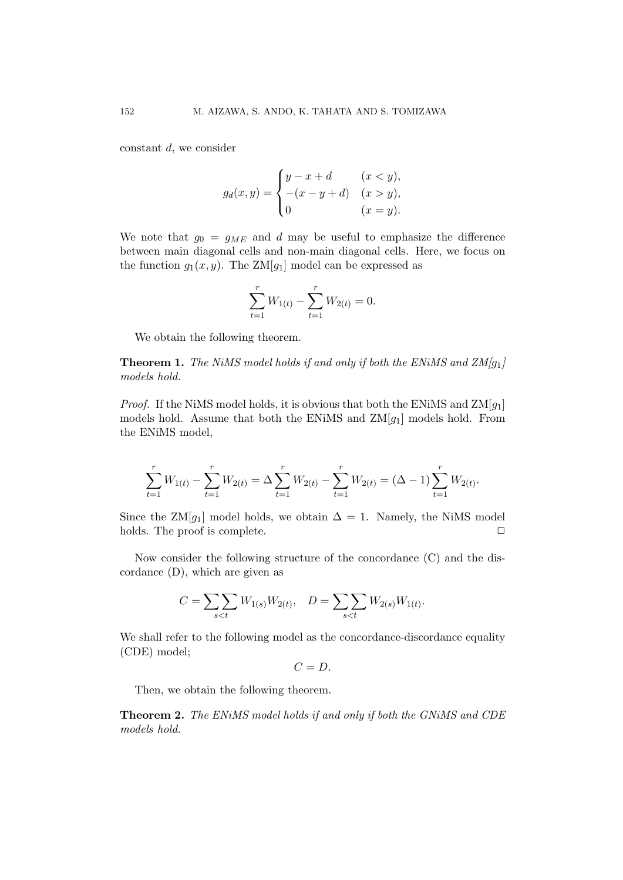constant $d$, we consider

$$
g_d(x,y) = \begin{cases} y - x + d & (x < y), \\ -(x - y + d) & (x > y), \\ 0 & (x = y). \end{cases}
$$

We note that $g_0 = g_{ME}$ and $d$ may be useful to emphasize the difference between main diagonal cells and non-main diagonal cells. Here, we focus on the function $g_1(x,y)$. The ZM[$g_1$] model can be expressed as

$$
\sum_{t=1}^{r} W_{1(t)} - \sum_{t=1}^{r} W_{2(t)} = 0.
$$

We obtain the following theorem.

**Theorem 1.** *The NiMS model holds if and only if both the ENiMS and ZM[$g_1$] models hold.*

*Proof.* If the NiMS model holds, it is obvious that both the ENiMS and ZM[$g_1$] models hold. Assume that both the ENiMS and ZM[$g_1$] models hold. From the ENiMS model,

$$
\sum_{t=1}^{r} W_{1(t)} - \sum_{t=1}^{r} W_{2(t)} = \Delta \sum_{t=1}^{r} W_{2(t)} - \sum_{t=1}^{r} W_{2(t)} = (\Delta - 1) \sum_{t=1}^{r} W_{2(t)}.
$$

Since the ZM[$g_1$] model holds, we obtain $\Delta = 1$. Namely, the NiMS model holds. The proof is complete. □

Now consider the following structure of the concordance (C) and the discordance (D), which are given as

$$
C = \sum\sum_{s<t} W_{1(s)} W_{2(t)}, \quad D = \sum\sum_{s<t} W_{2(s)} W_{1(t)}.
$$

We shall refer to the following model as the concordance-discordance equality (CDE) model;

$$
C = D.
$$

Then, we obtain the following theorem.

**Theorem 2.** *The ENiMS model holds if and only if both the GNiMS and CDE models hold.*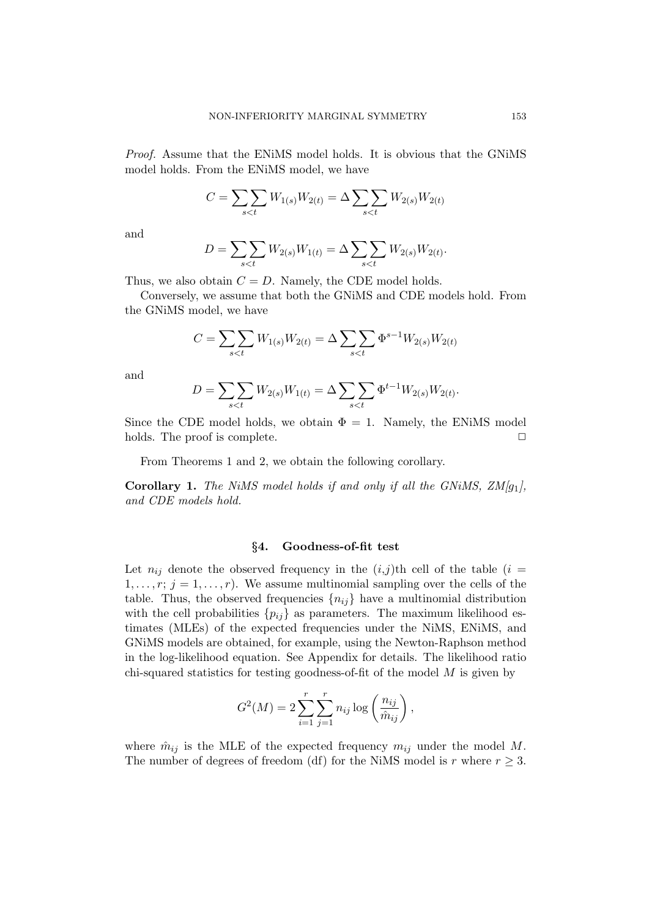*Proof.* Assume that the ENiMS model holds. It is obvious that the GNiMS model holds. From the ENiMS model, we have

$$C = \sum\sum_{s<t} W_{1(s)} W_{2(t)} = \Delta \sum\sum_{s<t} W_{2(s)} W_{2(t)}$$

and

$$D = \sum\sum_{s<t} W_{2(s)} W_{1(t)} = \Delta \sum\sum_{s<t} W_{2(s)} W_{2(t)}.$$

Thus, we also obtain $C = D$. Namely, the CDE model holds.

Conversely, we assume that both the GNiMS and CDE models hold. From the GNiMS model, we have

$$C = \sum\sum_{s<t} W_{1(s)} W_{2(t)} = \Delta \sum\sum_{s<t} \Phi^{s-1} W_{2(s)} W_{2(t)}$$

and

$$D = \sum\sum_{s<t} W_{2(s)} W_{1(t)} = \Delta \sum\sum_{s<t} \Phi^{t-1} W_{2(s)} W_{2(t)}.$$

Since the CDE model holds, we obtain $\Phi = 1$. Namely, the ENiMS model holds. The proof is complete. □

From Theorems 1 and 2, we obtain the following corollary.

**Corollary 1.** *The NiMS model holds if and only if all the GNiMS, ZM[$g_1$], and CDE models hold.*

## §4. Goodness-of-fit test

Let $n_{ij}$ denote the observed frequency in the $(i,j)$th cell of the table ($i = 1, \ldots, r$; $j = 1, \ldots, r$). We assume multinomial sampling over the cells of the table. Thus, the observed frequencies $\{n_{ij}\}$ have a multinomial distribution with the cell probabilities $\{p_{ij}\}$ as parameters. The maximum likelihood estimates (MLEs) of the expected frequencies under the NiMS, ENiMS, and GNiMS models are obtained, for example, using the Newton-Raphson method in the log-likelihood equation. See Appendix for details. The likelihood ratio chi-squared statistics for testing goodness-of-fit of the model $M$ is given by

$$G^2(M) = 2 \sum_{i=1}^{r} \sum_{j=1}^{r} n_{ij} \log\left(\frac{n_{ij}}{\hat{m}_{ij}}\right),$$

where $\hat{m}_{ij}$ is the MLE of the expected frequency $m_{ij}$ under the model $M$. The number of degrees of freedom (df) for the NiMS model is $r$ where $r \geq 3$.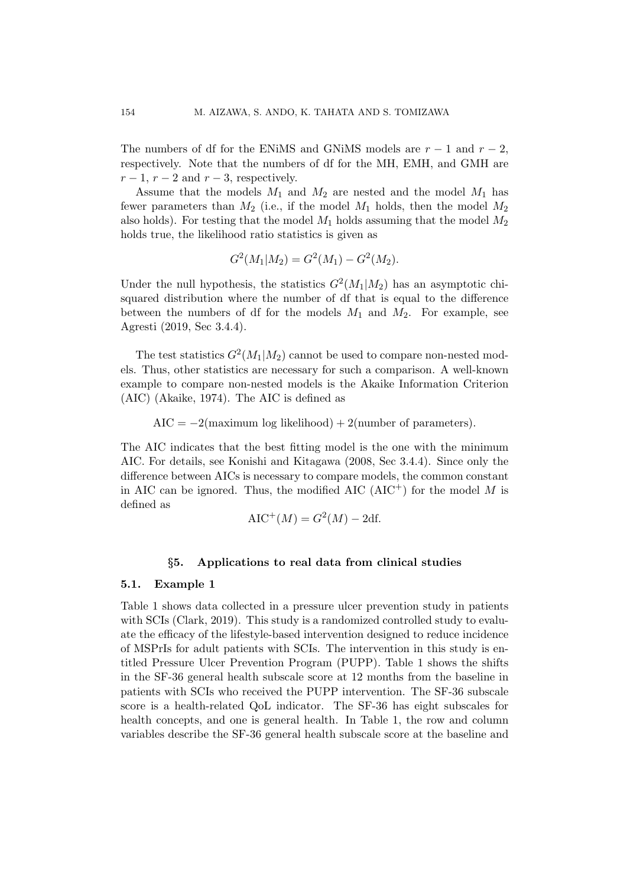The numbers of df for the ENiMS and GNiMS models are $r-1$ and $r-2$, respectively. Note that the numbers of df for the MH, EMH, and GMH are $r-1$, $r-2$ and $r-3$, respectively.

Assume that the models $M_1$ and $M_2$ are nested and the model $M_1$ has fewer parameters than $M_2$ (i.e., if the model $M_1$ holds, then the model $M_2$ also holds). For testing that the model $M_1$ holds assuming that the model $M_2$ holds true, the likelihood ratio statistics is given as

$$G^2(M_1|M_2) = G^2(M_1) - G^2(M_2).$$

Under the null hypothesis, the statistics $G^2(M_1|M_2)$ has an asymptotic chi-squared distribution where the number of df that is equal to the difference between the numbers of df for the models $M_1$ and $M_2$. For example, see Agresti (2019, Sec 3.4.4).

The test statistics $G^2(M_1|M_2)$ cannot be used to compare non-nested models. Thus, other statistics are necessary for such a comparison. A well-known example to compare non-nested models is the Akaike Information Criterion (AIC) (Akaike, 1974). The AIC is defined as

$$\text{AIC} = -2(\text{maximum log likelihood}) + 2(\text{number of parameters}).$$

The AIC indicates that the best fitting model is the one with the minimum AIC. For details, see Konishi and Kitagawa (2008, Sec 3.4.4). Since only the difference between AICs is necessary to compare models, the common constant in AIC can be ignored. Thus, the modified AIC ($\text{AIC}^+$) for the model $M$ is defined as

$$\text{AIC}^+(M) = G^2(M) - 2\text{df}.$$

## §5. Applications to real data from clinical studies

### 5.1. Example 1

Table 1 shows data collected in a pressure ulcer prevention study in patients with SCIs (Clark, 2019). This study is a randomized controlled study to evaluate the efficacy of the lifestyle-based intervention designed to reduce incidence of MSPrIs for adult patients with SCIs. The intervention in this study is entitled Pressure Ulcer Prevention Program (PUPP). Table 1 shows the shifts in the SF-36 general health subscale score at 12 months from the baseline in patients with SCIs who received the PUPP intervention. The SF-36 subscale score is a health-related QoL indicator. The SF-36 has eight subscales for health concepts, and one is general health. In Table 1, the row and column variables describe the SF-36 general health subscale score at the baseline and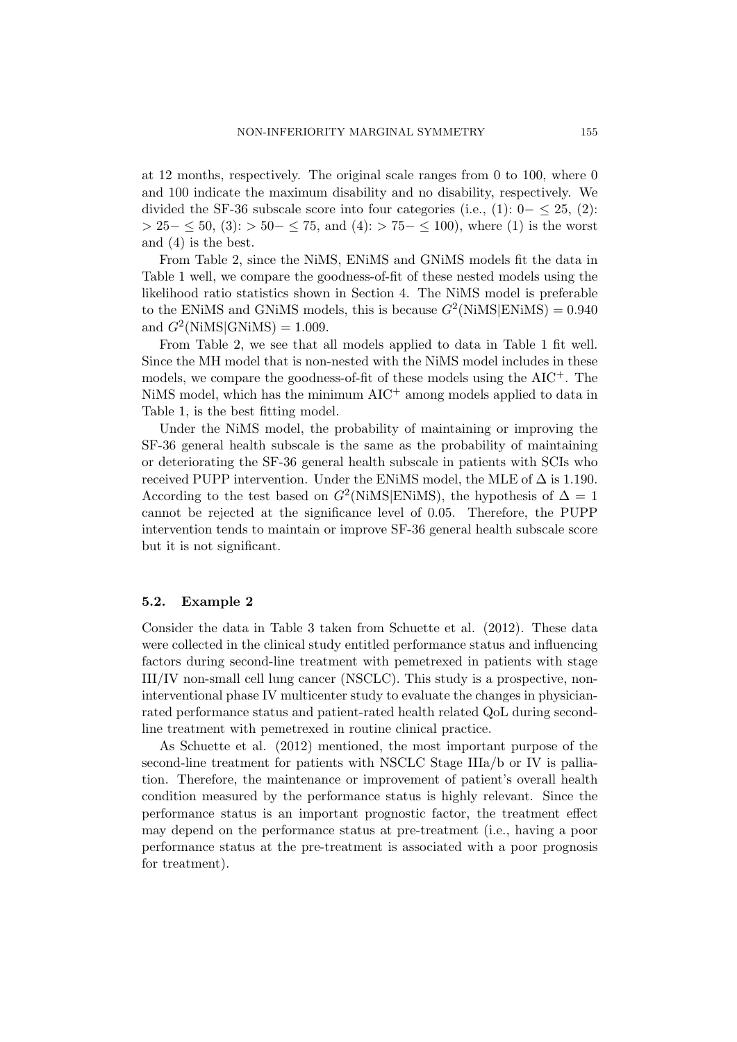at 12 months, respectively. The original scale ranges from 0 to 100, where 0 and 100 indicate the maximum disability and no disability, respectively. We divided the SF-36 subscale score into four categories (i.e., (1): $0- \leq 25$, (2): $> 25- \leq 50$, (3): $> 50- \leq 75$, and (4): $> 75- \leq 100$), where (1) is the worst and (4) is the best.

From Table 2, since the NiMS, ENiMS and GNiMS models fit the data in Table 1 well, we compare the goodness-of-fit of these nested models using the likelihood ratio statistics shown in Section 4. The NiMS model is preferable to the ENiMS and GNiMS models, this is because $G^2(\text{NiMS}|\text{ENiMS}) = 0.940$ and $G^2(\text{NiMS}|\text{GNiMS}) = 1.009$.

From Table 2, we see that all models applied to data in Table 1 fit well. Since the MH model that is non-nested with the NiMS model includes in these models, we compare the goodness-of-fit of these models using the AIC$^+$. The NiMS model, which has the minimum AIC$^+$ among models applied to data in Table 1, is the best fitting model.

Under the NiMS model, the probability of maintaining or improving the SF-36 general health subscale is the same as the probability of maintaining or deteriorating the SF-36 general health subscale in patients with SCIs who received PUPP intervention. Under the ENiMS model, the MLE of $\Delta$ is 1.190. According to the test based on $G^2(\text{NiMS}|\text{ENiMS})$, the hypothesis of $\Delta = 1$ cannot be rejected at the significance level of 0.05. Therefore, the PUPP intervention tends to maintain or improve SF-36 general health subscale score but it is not significant.

### 5.2. Example 2

Consider the data in Table 3 taken from Schuette et al. (2012). These data were collected in the clinical study entitled performance status and influencing factors during second-line treatment with pemetrexed in patients with stage III/IV non-small cell lung cancer (NSCLC). This study is a prospective, non-interventional phase IV multicenter study to evaluate the changes in physician-rated performance status and patient-rated health related QoL during second-line treatment with pemetrexed in routine clinical practice.

As Schuette et al. (2012) mentioned, the most important purpose of the second-line treatment for patients with NSCLC Stage IIIa/b or IV is palliation. Therefore, the maintenance or improvement of patient's overall health condition measured by the performance status is highly relevant. Since the performance status is an important prognostic factor, the treatment effect may depend on the performance status at pre-treatment (i.e., having a poor performance status at the pre-treatment is associated with a poor prognosis for treatment).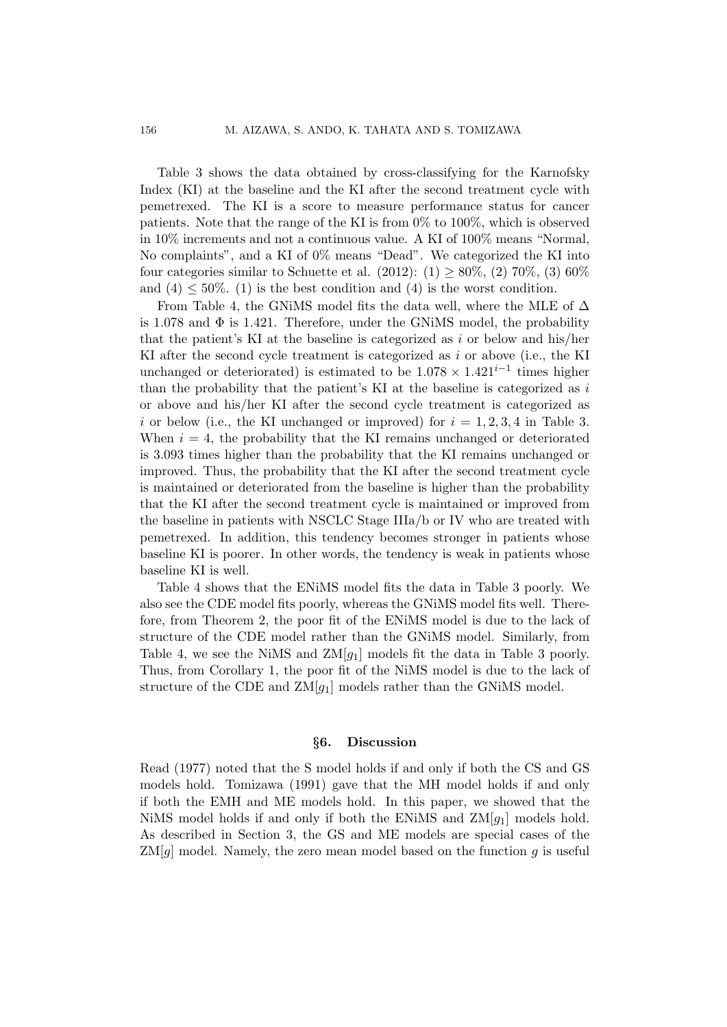Table 3 shows the data obtained by cross-classifying for the Karnofsky Index (KI) at the baseline and the KI after the second treatment cycle with pemetrexed. The KI is a score to measure performance status for cancer patients. Note that the range of the KI is from 0% to 100%, which is observed in 10% increments and not a continuous value. A KI of 100% means "Normal, No complaints", and a KI of 0% means "Dead". We categorized the KI into four categories similar to Schuette et al. (2012): (1) $\geq 80\%$, (2) 70%, (3) 60% and (4) $\leq 50\%$. (1) is the best condition and (4) is the worst condition.

From Table 4, the GNiMS model fits the data well, where the MLE of $\Delta$ is 1.078 and $\Phi$ is 1.421. Therefore, under the GNiMS model, the probability that the patient's KI at the baseline is categorized as $i$ or below and his/her KI after the second cycle treatment is categorized as $i$ or above (i.e., the KI unchanged or deteriorated) is estimated to be $1.078 \times 1.421^{i-1}$ times higher than the probability that the patient's KI at the baseline is categorized as $i$ or above and his/her KI after the second cycle treatment is categorized as $i$ or below (i.e., the KI unchanged or improved) for $i = 1, 2, 3, 4$ in Table 3. When $i = 4$, the probability that the KI remains unchanged or deteriorated is 3.093 times higher than the probability that the KI remains unchanged or improved. Thus, the probability that the KI after the second treatment cycle is maintained or deteriorated from the baseline is higher than the probability that the KI after the second treatment cycle is maintained or improved from the baseline in patients with NSCLC Stage IIIa/b or IV who are treated with pemetrexed. In addition, this tendency becomes stronger in patients whose baseline KI is poorer. In other words, the tendency is weak in patients whose baseline KI is well.

Table 4 shows that the ENiMS model fits the data in Table 3 poorly. We also see the CDE model fits poorly, whereas the GNiMS model fits well. Therefore, from Theorem 2, the poor fit of the ENiMS model is due to the lack of structure of the CDE model rather than the GNiMS model. Similarly, from Table 4, we see the NiMS and ZM[$g_1$] models fit the data in Table 3 poorly. Thus, from Corollary 1, the poor fit of the NiMS model is due to the lack of structure of the CDE and ZM[$g_1$] models rather than the GNiMS model.

## §6. Discussion

Read (1977) noted that the S model holds if and only if both the CS and GS models hold. Tomizawa (1991) gave that the MH model holds if and only if both the EMH and ME models hold. In this paper, we showed that the NiMS model holds if and only if both the ENiMS and ZM[$g_1$] models hold. As described in Section 3, the GS and ME models are special cases of the ZM[$g$] model. Namely, the zero mean model based on the function $g$ is useful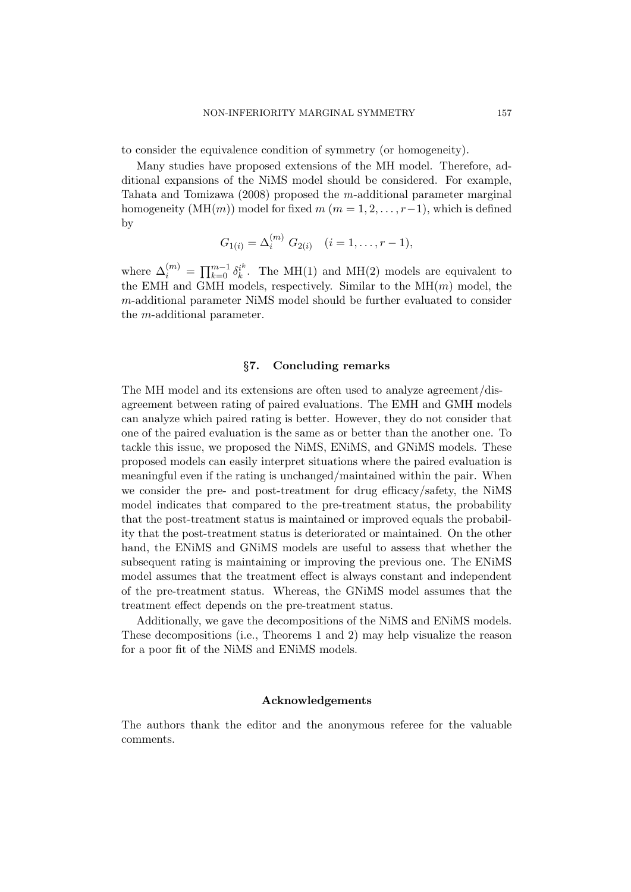to consider the equivalence condition of symmetry (or homogeneity).

Many studies have proposed extensions of the MH model. Therefore, additional expansions of the NiMS model should be considered. For example, Tahata and Tomizawa (2008) proposed the $m$-additional parameter marginal homogeneity (MH($m$)) model for fixed $m$ ($m = 1, 2, \ldots, r-1$), which is defined by

$$G_{1(i)} = \Delta_i^{(m)} \, G_{2(i)} \quad (i = 1, \ldots, r-1),$$

where $\Delta_i^{(m)} = \prod_{k=0}^{m-1} \delta_k^{i^k}$. The MH(1) and MH(2) models are equivalent to the EMH and GMH models, respectively. Similar to the MH($m$) model, the $m$-additional parameter NiMS model should be further evaluated to consider the $m$-additional parameter.

## §7. Concluding remarks

The MH model and its extensions are often used to analyze agreement/disagreement between rating of paired evaluations. The EMH and GMH models can analyze which paired rating is better. However, they do not consider that one of the paired evaluation is the same as or better than the another one. To tackle this issue, we proposed the NiMS, ENiMS, and GNiMS models. These proposed models can easily interpret situations where the paired evaluation is meaningful even if the rating is unchanged/maintained within the pair. When we consider the pre- and post-treatment for drug efficacy/safety, the NiMS model indicates that compared to the pre-treatment status, the probability that the post-treatment status is maintained or improved equals the probability that the post-treatment status is deteriorated or maintained. On the other hand, the ENiMS and GNiMS models are useful to assess that whether the subsequent rating is maintaining or improving the previous one. The ENiMS model assumes that the treatment effect is always constant and independent of the pre-treatment status. Whereas, the GNiMS model assumes that the treatment effect depends on the pre-treatment status.

Additionally, we gave the decompositions of the NiMS and ENiMS models. These decompositions (i.e., Theorems 1 and 2) may help visualize the reason for a poor fit of the NiMS and ENiMS models.

## Acknowledgements

The authors thank the editor and the anonymous referee for the valuable comments.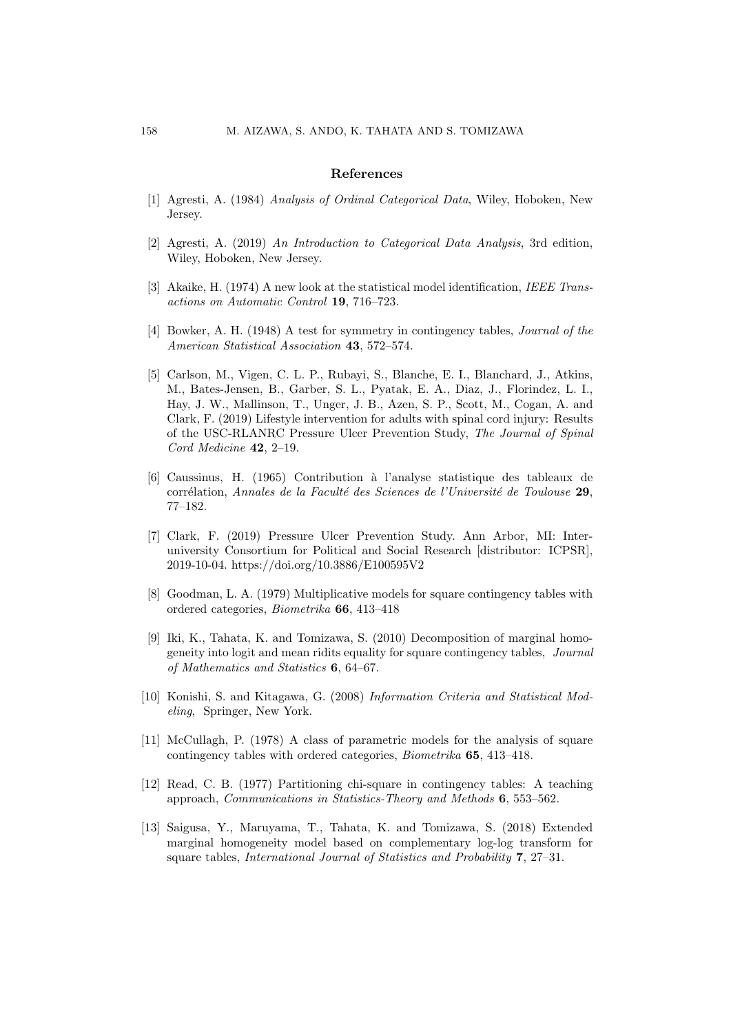## References

[1] Agresti, A. (1984) *Analysis of Ordinal Categorical Data*, Wiley, Hoboken, New Jersey.

[2] Agresti, A. (2019) *An Introduction to Categorical Data Analysis*, 3rd edition, Wiley, Hoboken, New Jersey.

[3] Akaike, H. (1974) A new look at the statistical model identification, *IEEE Transactions on Automatic Control* **19**, 716–723.

[4] Bowker, A. H. (1948) A test for symmetry in contingency tables, *Journal of the American Statistical Association* **43**, 572–574.

[5] Carlson, M., Vigen, C. L. P., Rubayi, S., Blanche, E. I., Blanchard, J., Atkins, M., Bates-Jensen, B., Garber, S. L., Pyatak, E. A., Diaz, J., Florindez, L. I., Hay, J. W., Mallinson, T., Unger, J. B., Azen, S. P., Scott, M., Cogan, A. and Clark, F. (2019) Lifestyle intervention for adults with spinal cord injury: Results of the USC-RLANRC Pressure Ulcer Prevention Study, *The Journal of Spinal Cord Medicine* **42**, 2–19.

[6] Caussinus, H. (1965) Contribution à l'analyse statistique des tableaux de corrélation, *Annales de la Faculté des Sciences de l'Université de Toulouse* **29**, 77–182.

[7] Clark, F. (2019) Pressure Ulcer Prevention Study. Ann Arbor, MI: Inter-university Consortium for Political and Social Research [distributor: ICPSR], 2019-10-04. https://doi.org/10.3886/E100595V2

[8] Goodman, L. A. (1979) Multiplicative models for square contingency tables with ordered categories, *Biometrika* **66**, 413–418

[9] Iki, K., Tahata, K. and Tomizawa, S. (2010) Decomposition of marginal homogeneity into logit and mean ridits equality for square contingency tables, *Journal of Mathematics and Statistics* **6**, 64–67.

[10] Konishi, S. and Kitagawa, G. (2008) *Information Criteria and Statistical Modeling*, Springer, New York.

[11] McCullagh, P. (1978) A class of parametric models for the analysis of square contingency tables with ordered categories, *Biometrika* **65**, 413–418.

[12] Read, C. B. (1977) Partitioning chi-square in contingency tables: A teaching approach, *Communications in Statistics-Theory and Methods* **6**, 553–562.

[13] Saigusa, Y., Maruyama, T., Tahata, K. and Tomizawa, S. (2018) Extended marginal homogeneity model based on complementary log-log transform for square tables, *International Journal of Statistics and Probability* **7**, 27–31.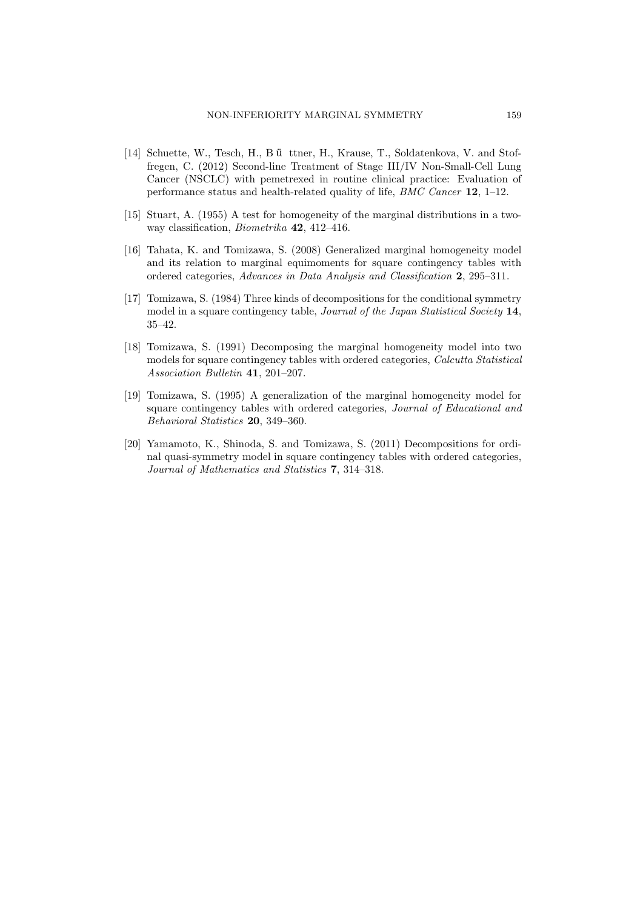[14] Schuette, W., Tesch, H., B ŭ ttner, H., Krause, T., Soldatenkova, V. and Stoffregen, C. (2012) Second-line Treatment of Stage III/IV Non-Small-Cell Lung Cancer (NSCLC) with pemetrexed in routine clinical practice: Evaluation of performance status and health-related quality of life, *BMC Cancer* **12**, 1–12.

[15] Stuart, A. (1955) A test for homogeneity of the marginal distributions in a two-way classification, *Biometrika* **42**, 412–416.

[16] Tahata, K. and Tomizawa, S. (2008) Generalized marginal homogeneity model and its relation to marginal equimoments for square contingency tables with ordered categories, *Advances in Data Analysis and Classification* **2**, 295–311.

[17] Tomizawa, S. (1984) Three kinds of decompositions for the conditional symmetry model in a square contingency table, *Journal of the Japan Statistical Society* **14**, 35–42.

[18] Tomizawa, S. (1991) Decomposing the marginal homogeneity model into two models for square contingency tables with ordered categories, *Calcutta Statistical Association Bulletin* **41**, 201–207.

[19] Tomizawa, S. (1995) A generalization of the marginal homogeneity model for square contingency tables with ordered categories, *Journal of Educational and Behavioral Statistics* **20**, 349–360.

[20] Yamamoto, K., Shinoda, S. and Tomizawa, S. (2011) Decompositions for ordinal quasi-symmetry model in square contingency tables with ordered categories, *Journal of Mathematics and Statistics* **7**, 314–318.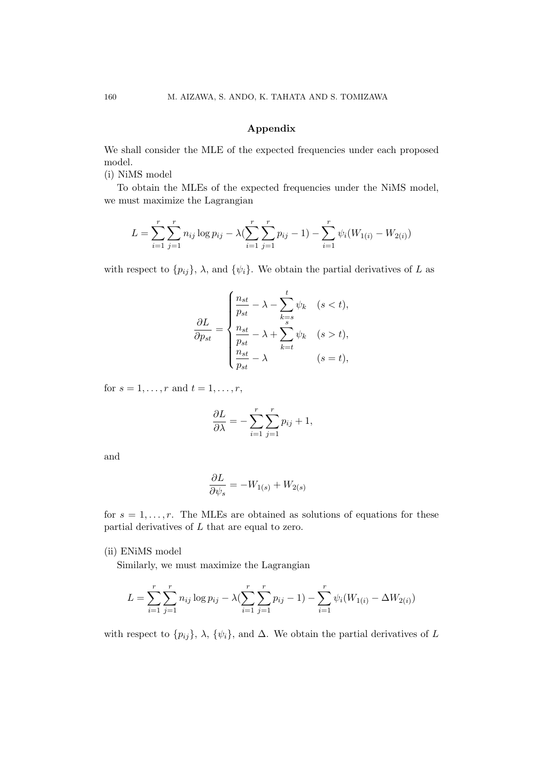## Appendix

We shall consider the MLE of the expected frequencies under each proposed model.

(i) NiMS model

To obtain the MLEs of the expected frequencies under the NiMS model, we must maximize the Lagrangian

$$L = \sum_{i=1}^{r}\sum_{j=1}^{r} n_{ij}\log p_{ij} - \lambda(\sum_{i=1}^{r}\sum_{j=1}^{r} p_{ij} - 1) - \sum_{i=1}^{r}\psi_i(W_{1(i)} - W_{2(i)})$$

with respect to $\{p_{ij}\}$, $\lambda$, and $\{\psi_i\}$. We obtain the partial derivatives of $L$ as

$$\frac{\partial L}{\partial p_{st}} = \begin{cases} \dfrac{n_{st}}{p_{st}} - \lambda - \displaystyle\sum_{k=s}^{t}\psi_k & (s < t), \\ \dfrac{n_{st}}{p_{st}} - \lambda + \displaystyle\sum_{k=t}^{s}\psi_k & (s > t), \\ \dfrac{n_{st}}{p_{st}} - \lambda & (s = t), \end{cases}$$

for $s = 1, \ldots, r$ and $t = 1, \ldots, r$,

$$\frac{\partial L}{\partial \lambda} = -\sum_{i=1}^{r}\sum_{j=1}^{r} p_{ij} + 1,$$

and

$$\frac{\partial L}{\partial \psi_s} = -W_{1(s)} + W_{2(s)}$$

for $s = 1, \ldots, r$. The MLEs are obtained as solutions of equations for these partial derivatives of $L$ that are equal to zero.

(ii) ENiMS model

Similarly, we must maximize the Lagrangian

$$L = \sum_{i=1}^{r}\sum_{j=1}^{r} n_{ij}\log p_{ij} - \lambda(\sum_{i=1}^{r}\sum_{j=1}^{r} p_{ij} - 1) - \sum_{i=1}^{r}\psi_i(W_{1(i)} - \Delta W_{2(i)})$$

with respect to $\{p_{ij}\}$, $\lambda$, $\{\psi_i\}$, and $\Delta$. We obtain the partial derivatives of $L$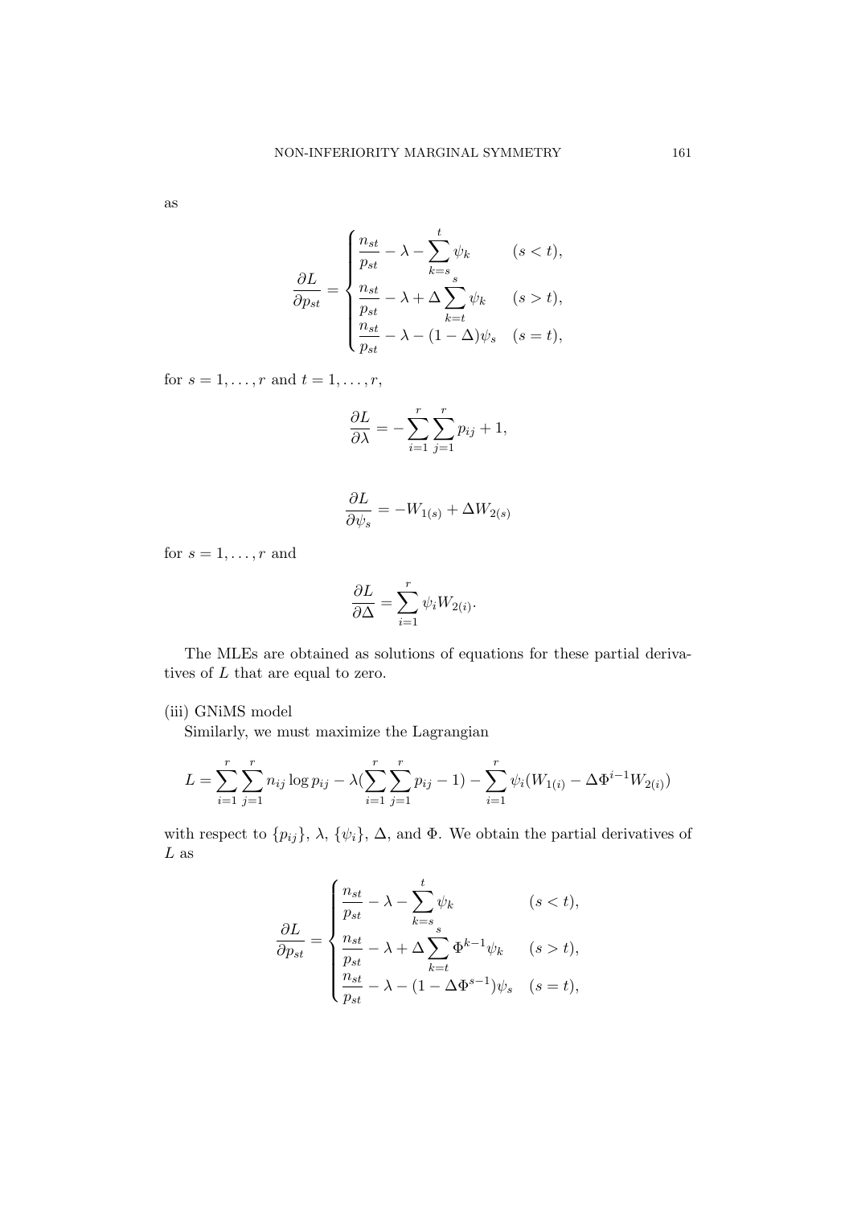as

$$\frac{\partial L}{\partial p_{st}} = \begin{cases} \dfrac{n_{st}}{p_{st}} - \lambda - \displaystyle\sum_{k=s}^{t} \psi_k & (s < t), \\ \dfrac{n_{st}}{p_{st}} - \lambda + \Delta \displaystyle\sum_{k=t}^{s} \psi_k & (s > t), \\ \dfrac{n_{st}}{p_{st}} - \lambda - (1 - \Delta)\psi_s & (s = t), \end{cases}$$

for $s = 1, \ldots, r$ and $t = 1, \ldots, r$,

$$\frac{\partial L}{\partial \lambda} = -\sum_{i=1}^{r} \sum_{j=1}^{r} p_{ij} + 1,$$

$$\frac{\partial L}{\partial \psi_s} = -W_{1(s)} + \Delta W_{2(s)}$$

for $s = 1, \ldots, r$ and

$$\frac{\partial L}{\partial \Delta} = \sum_{i=1}^{r} \psi_i W_{2(i)}.$$

The MLEs are obtained as solutions of equations for these partial derivatives of $L$ that are equal to zero.

(iii) GNiMS model

Similarly, we must maximize the Lagrangian

$$L = \sum_{i=1}^{r} \sum_{j=1}^{r} n_{ij} \log p_{ij} - \lambda\Big(\sum_{i=1}^{r} \sum_{j=1}^{r} p_{ij} - 1\Big) - \sum_{i=1}^{r} \psi_i (W_{1(i)} - \Delta \Phi^{i-1} W_{2(i)})$$

with respect to $\{p_{ij}\}$, $\lambda$, $\{\psi_i\}$, $\Delta$, and $\Phi$. We obtain the partial derivatives of $L$ as

$$\frac{\partial L}{\partial p_{st}} = \begin{cases} \dfrac{n_{st}}{p_{st}} - \lambda - \displaystyle\sum_{k=s}^{t} \psi_k & (s < t), \\ \dfrac{n_{st}}{p_{st}} - \lambda + \Delta \displaystyle\sum_{k=t}^{s} \Phi^{k-1} \psi_k & (s > t), \\ \dfrac{n_{st}}{p_{st}} - \lambda - (1 - \Delta \Phi^{s-1})\psi_s & (s = t), \end{cases}$$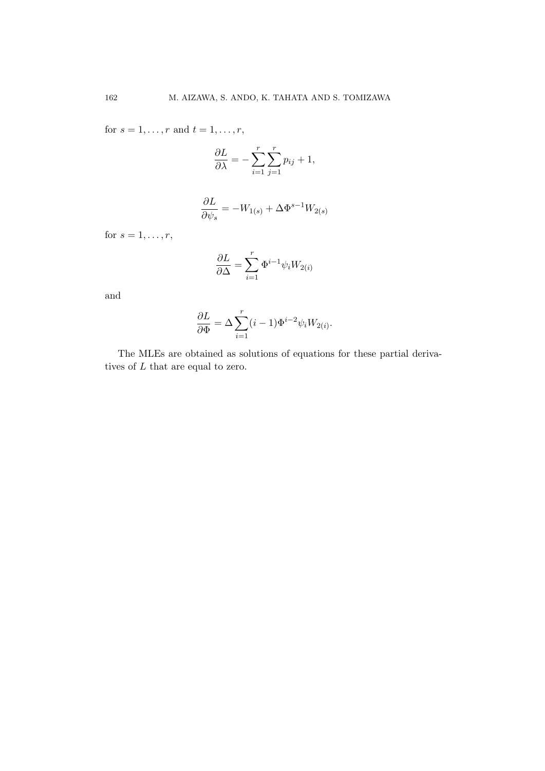for $s = 1, \ldots, r$ and $t = 1, \ldots, r$,

$$\frac{\partial L}{\partial \lambda} = -\sum_{i=1}^{r}\sum_{j=1}^{r} p_{ij} + 1,$$

$$\frac{\partial L}{\partial \psi_s} = -W_{1(s)} + \Delta \Phi^{s-1} W_{2(s)}$$

for $s = 1, \ldots, r$,

$$\frac{\partial L}{\partial \Delta} = \sum_{i=1}^{r} \Phi^{i-1} \psi_i W_{2(i)}$$

and

$$\frac{\partial L}{\partial \Phi} = \Delta \sum_{i=1}^{r} (i-1) \Phi^{i-2} \psi_i W_{2(i)}.$$

The MLEs are obtained as solutions of equations for these partial derivatives of $L$ that are equal to zero.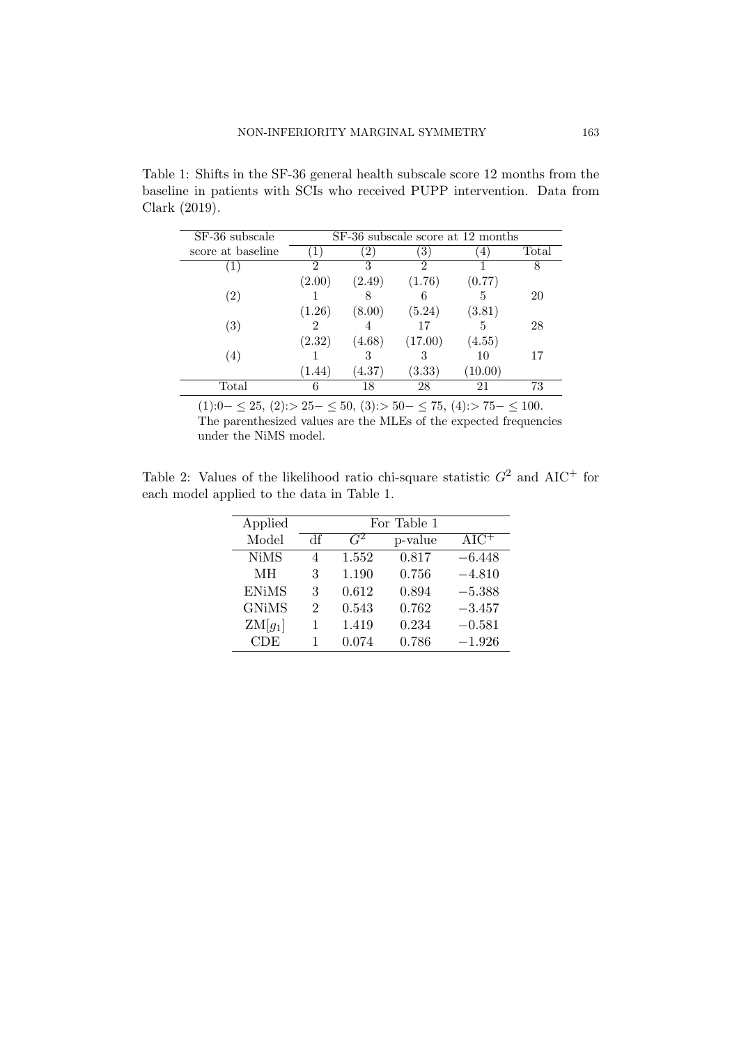Table 1: Shifts in the SF-36 general health subscale score 12 months from the baseline in patients with SCIs who received PUPP intervention. Data from Clark (2019).

| SF-36 subscale score at baseline | SF-36 subscale score at 12 months (1) | (2) | (3) | (4) | Total |
|---|---|---|---|---|---|
| (1) | 2 | 3 | 2 | 1 | 8 |
| | (2.00) | (2.49) | (1.76) | (0.77) | |
| (2) | 1 | 8 | 6 | 5 | 20 |
| | (1.26) | (8.00) | (5.24) | (3.81) | |
| (3) | 2 | 4 | 17 | 5 | 28 |
| | (2.32) | (4.68) | (17.00) | (4.55) | |
| (4) | 1 | 3 | 3 | 10 | 17 |
| | (1.44) | (4.37) | (3.33) | (10.00) | |
| Total | 6 | 18 | 28 | 21 | 73 |

(1):0$-\leq 25$, (2):$> 25-\leq 50$, (3):$> 50-\leq 75$, (4):$> 75-\leq 100$.
The parenthesized values are the MLEs of the expected frequencies under the NiMS model.

Table 2: Values of the likelihood ratio chi-square statistic $G^2$ and $\text{AIC}^+$ for each model applied to the data in Table 1.

| Applied Model | For Table 1 df | $G^2$ | p-value | $\text{AIC}^+$ |
|---|---|---|---|---|
| NiMS | 4 | 1.552 | 0.817 | $-6.448$ |
| MH | 3 | 1.190 | 0.756 | $-4.810$ |
| ENiMS | 3 | 0.612 | 0.894 | $-5.388$ |
| GNiMS | 2 | 0.543 | 0.762 | $-3.457$ |
| ZM[$g_1$] | 1 | 1.419 | 0.234 | $-0.581$ |
| CDE | 1 | 0.074 | 0.786 | $-1.926$ |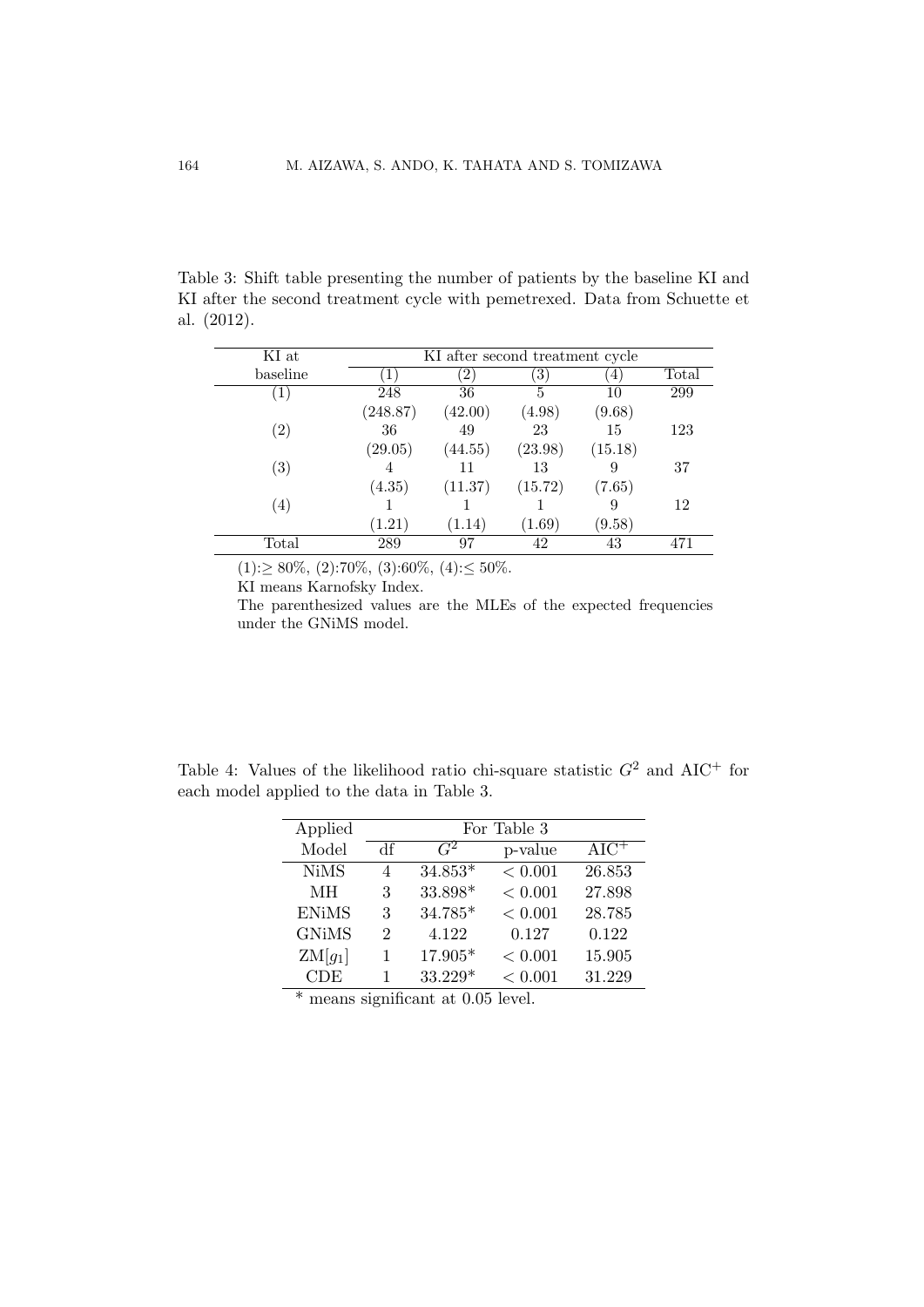Table 3: Shift table presenting the number of patients by the baseline KI and KI after the second treatment cycle with pemetrexed. Data from Schuette et al. (2012).

| KI at baseline | KI after second treatment cycle (1) | (2) | (3) | (4) | Total |
|---|---|---|---|---|---|
| (1) | 248 | 36 | 5 | 10 | 299 |
| | (248.87) | (42.00) | (4.98) | (9.68) | |
| (2) | 36 | 49 | 23 | 15 | 123 |
| | (29.05) | (44.55) | (23.98) | (15.18) | |
| (3) | 4 | 11 | 13 | 9 | 37 |
| | (4.35) | (11.37) | (15.72) | (7.65) | |
| (4) | 1 | 1 | 1 | 9 | 12 |
| | (1.21) | (1.14) | (1.69) | (9.58) | |
| Total | 289 | 97 | 42 | 43 | 471 |

(1):$\geq$ 80%, (2):70%, (3):60%, (4):$\leq$ 50%.

KI means Karnofsky Index.

The parenthesized values are the MLEs of the expected frequencies under the GNiMS model.

Table 4: Values of the likelihood ratio chi-square statistic $G^2$ and AIC$^+$ for each model applied to the data in Table 3.

| Applied Model | For Table 3: df | $G^2$ | p-value | AIC$^+$ |
|---|---|---|---|---|
| NiMS | 4 | 34.853* | < 0.001 | 26.853 |
| MH | 3 | 33.898* | < 0.001 | 27.898 |
| ENiMS | 3 | 34.785* | < 0.001 | 28.785 |
| GNiMS | 2 | 4.122 | 0.127 | 0.122 |
| ZM[$g_1$] | 1 | 17.905* | < 0.001 | 15.905 |
| CDE | 1 | 33.229* | < 0.001 | 31.229 |

* means significant at 0.05 level.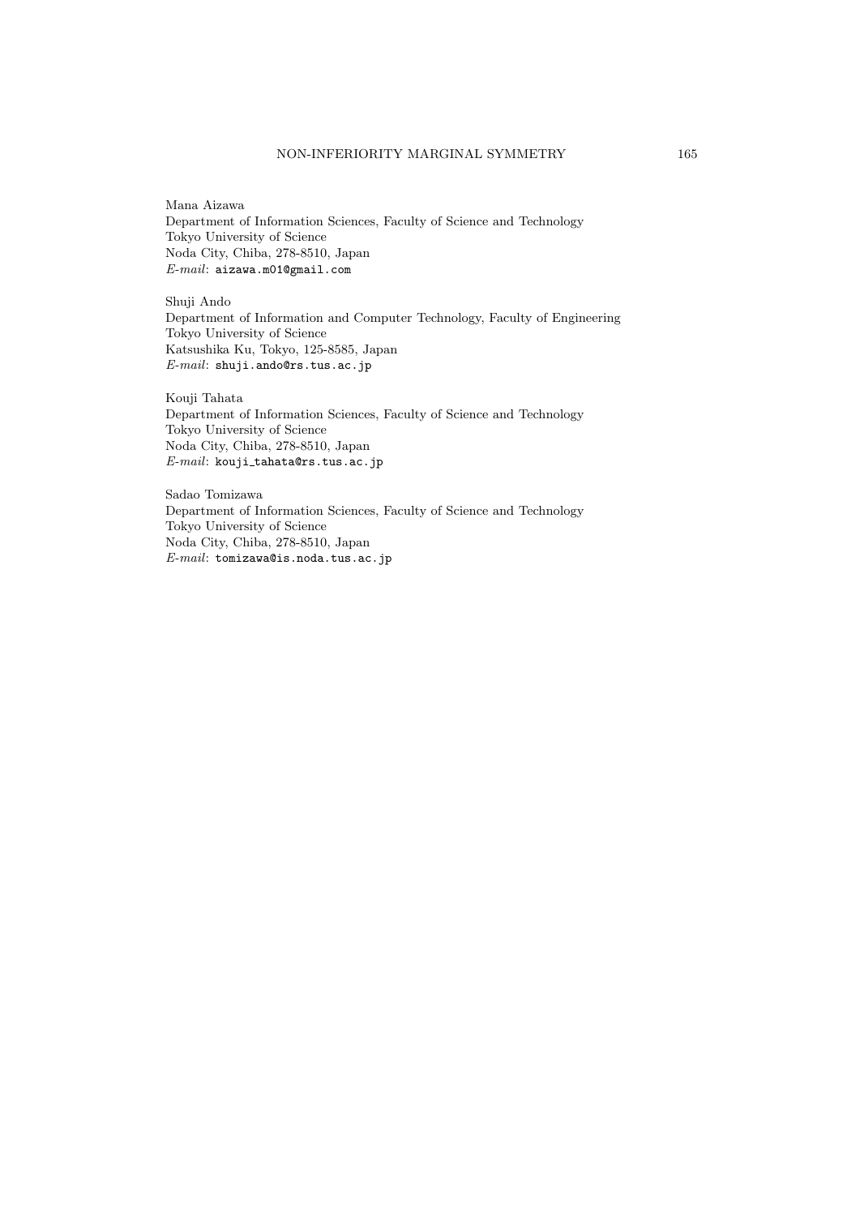Mana Aizawa
Department of Information Sciences, Faculty of Science and Technology
Tokyo University of Science
Noda City, Chiba, 278-8510, Japan
*E-mail*: `aizawa.m01@gmail.com`

Shuji Ando
Department of Information and Computer Technology, Faculty of Engineering
Tokyo University of Science
Katsushika Ku, Tokyo, 125-8585, Japan
*E-mail*: `shuji.ando@rs.tus.ac.jp`

Kouji Tahata
Department of Information Sciences, Faculty of Science and Technology
Tokyo University of Science
Noda City, Chiba, 278-8510, Japan
*E-mail*: `kouji_tahata@rs.tus.ac.jp`

Sadao Tomizawa
Department of Information Sciences, Faculty of Science and Technology
Tokyo University of Science
Noda City, Chiba, 278-8510, Japan
*E-mail*: `tomizawa@is.noda.tus.ac.jp`